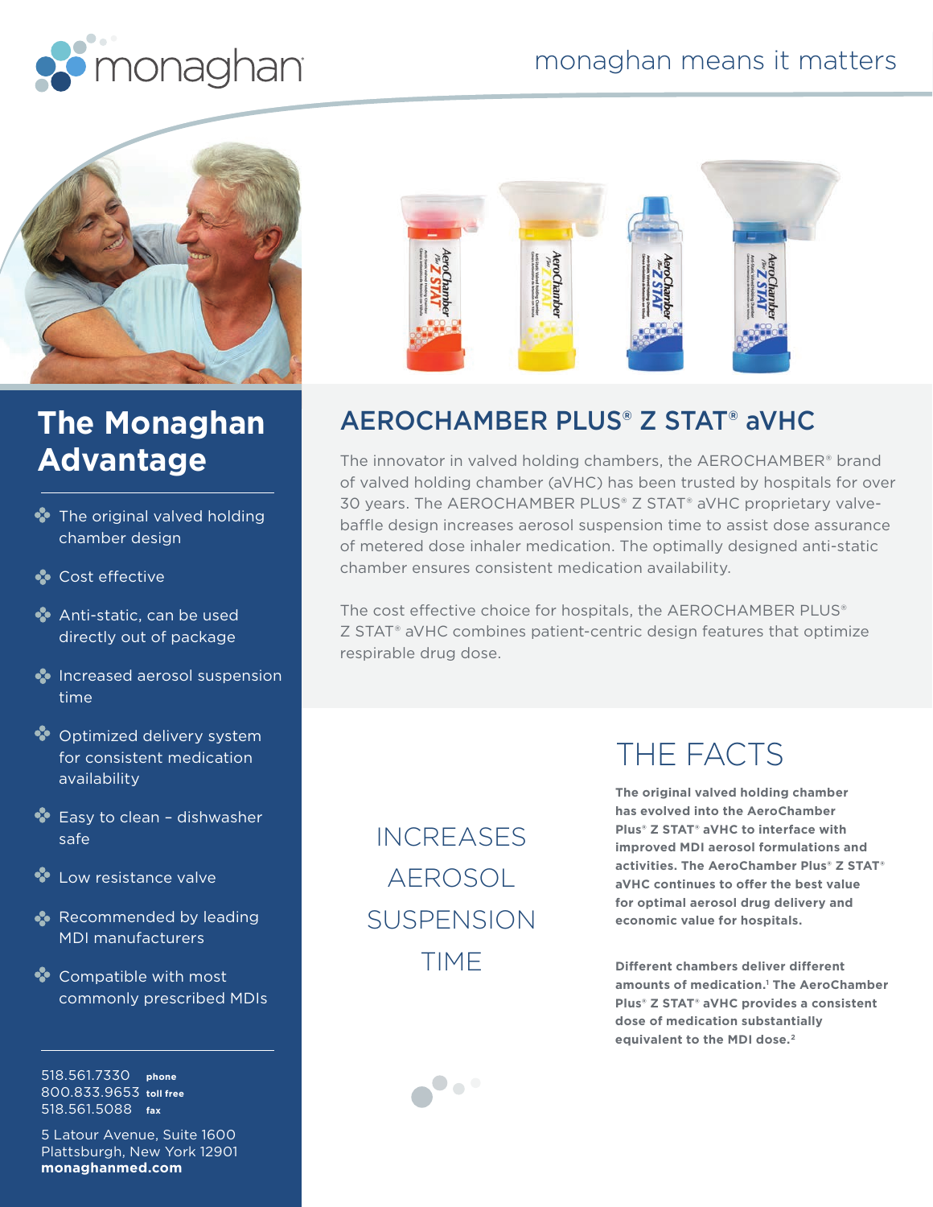monaghan

monaghan means it matters

## The Monaghan Advantage

- The original valved holding chamber design
- Cost effective
- Anti-static, can be used directly out of package
- Increased aerosol suspension time
- Optimized delivery system for consistent medication availability
- Easy to clean – dishwasher safe
- Low resistance valve
- Recommended by leading MDI manufacturers
- Compatible with most commonly prescribed MDIs

518.561.7330 **phone**
800.833.9653 **toll free**
518.561.5088 **fax**

5 Latour Avenue, Suite 1600
Plattsburgh, New York 12901
**monaghanmed.com**

## AEROCHAMBER PLUS® Z STAT® aVHC

The innovator in valved holding chambers, the AEROCHAMBER® brand of valved holding chamber (aVHC) has been trusted by hospitals for over 30 years. The AEROCHAMBER PLUS® Z STAT® aVHC proprietary valve-baffle design increases aerosol suspension time to assist dose assurance of metered dose inhaler medication. The optimally designed anti-static chamber ensures consistent medication availability.

The cost effective choice for hospitals, the AEROCHAMBER PLUS® Z STAT® aVHC combines patient-centric design features that optimize respirable drug dose.

INCREASES AEROSOL SUSPENSION TIME

## THE FACTS

**The original valved holding chamber has evolved into the AeroChamber Plus® Z STAT® aVHC to interface with improved MDI aerosol formulations and activities. The AeroChamber Plus® Z STAT® aVHC continues to offer the best value for optimal aerosol drug delivery and economic value for hospitals.**

**Different chambers deliver different amounts of medication.[1] The AeroChamber Plus® Z STAT® aVHC provides a consistent dose of medication substantially equivalent to the MDI dose.[2]**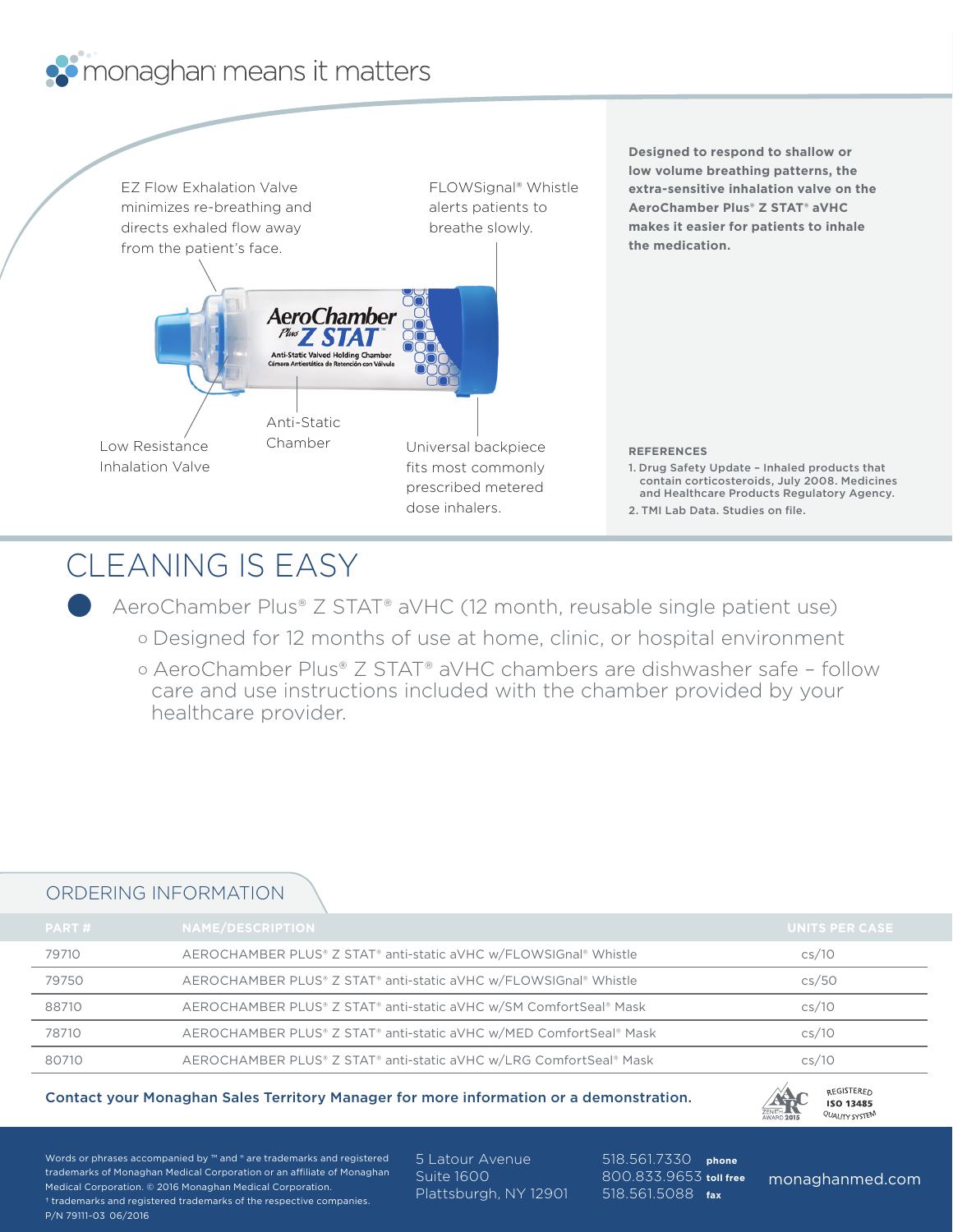monaghan means it matters

EZ Flow Exhalation Valve minimizes re-breathing and directs exhaled flow away from the patient's face.

FLOWSignal® Whistle alerts patients to breathe slowly.

Low Resistance Inhalation Valve

Anti-Static Chamber

Universal backpiece fits most commonly prescribed metered dose inhalers.

**Designed to respond to shallow or low volume breathing patterns, the extra-sensitive inhalation valve on the AeroChamber Plus® Z STAT® aVHC makes it easier for patients to inhale the medication.**

**REFERENCES**

1. Drug Safety Update – Inhaled products that contain corticosteroids, July 2008. Medicines and Healthcare Products Regulatory Agency.
2. TMI Lab Data. Studies on file.

# CLEANING IS EASY

- AeroChamber Plus® Z STAT® aVHC (12 month, reusable single patient use)
  - Designed for 12 months of use at home, clinic, or hospital environment
  - AeroChamber Plus® Z STAT® aVHC chambers are dishwasher safe – follow care and use instructions included with the chamber provided by your healthcare provider.

## ORDERING INFORMATION

| PART # | NAME/DESCRIPTION | UNITS PER CASE |
|---|---|---|
| 79710 | AEROCHAMBER PLUS® Z STAT® anti-static aVHC w/FLOWSIGnal® Whistle | cs/10 |
| 79750 | AEROCHAMBER PLUS® Z STAT® anti-static aVHC w/FLOWSIGnal® Whistle | cs/50 |
| 88710 | AEROCHAMBER PLUS® Z STAT® anti-static aVHC w/SM ComfortSeal® Mask | cs/10 |
| 78710 | AEROCHAMBER PLUS® Z STAT® anti-static aVHC w/MED ComfortSeal® Mask | cs/10 |
| 80710 | AEROCHAMBER PLUS® Z STAT® anti-static aVHC w/LRG ComfortSeal® Mask | cs/10 |

**Contact your Monaghan Sales Territory Manager for more information or a demonstration.**

REGISTERED ISO 13485 QUALITY SYSTEM

ZENITH AWARD 2015

Words or phrases accompanied by ™ and ® are trademarks and registered trademarks of Monaghan Medical Corporation or an affiliate of Monaghan Medical Corporation. © 2016 Monaghan Medical Corporation.
† trademarks and registered trademarks of the respective companies.
P/N 79111-03 06/2016

5 Latour Avenue
Suite 1600
Plattsburgh, NY 12901

518.561.7330 **phone**
800.833.9653 **toll free**
518.561.5088 **fax**

monaghanmed.com